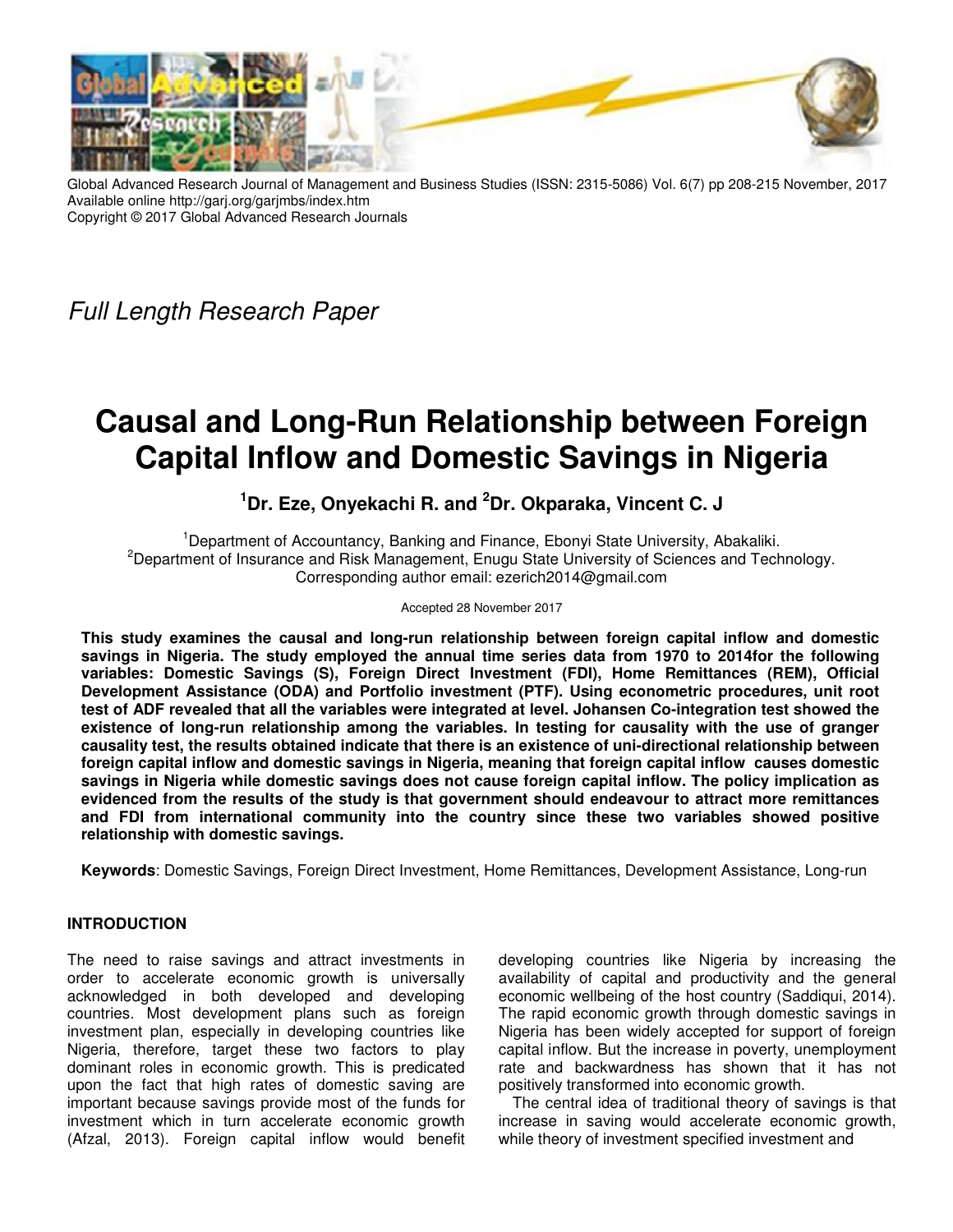Global Advanced Research Journal of Management and Business Studies (ISSN: 2315-5086) Vol. 6(7) pp 208-215 November, 2017
Available online http://garj.org/garjmbs/index.htm
Copyright © 2017 Global Advanced Research Journals

*Full Length Research Paper*

# Causal and Long-Run Relationship between Foreign Capital Inflow and Domestic Savings in Nigeria

**[1]Dr. Eze, Onyekachi R. and [2]Dr. Okparaka, Vincent C. J**

[1]Department of Accountancy, Banking and Finance, Ebonyi State University, Abakaliki.
[2]Department of Insurance and Risk Management, Enugu State University of Sciences and Technology.
Corresponding author email: ezerich2014@gmail.com

Accepted 28 November 2017

**This study examines the causal and long-run relationship between foreign capital inflow and domestic savings in Nigeria. The study employed the annual time series data from 1970 to 2014for the following variables: Domestic Savings (S), Foreign Direct Investment (FDI), Home Remittances (REM), Official Development Assistance (ODA) and Portfolio investment (PTF). Using econometric procedures, unit root test of ADF revealed that all the variables were integrated at level. Johansen Co-integration test showed the existence of long-run relationship among the variables. In testing for causality with the use of granger causality test, the results obtained indicate that there is an existence of uni-directional relationship between foreign capital inflow and domestic savings in Nigeria, meaning that foreign capital inflow causes domestic savings in Nigeria while domestic savings does not cause foreign capital inflow. The policy implication as evidenced from the results of the study is that government should endeavour to attract more remittances and FDI from international community into the country since these two variables showed positive relationship with domestic savings.**

**Keywords**: Domestic Savings, Foreign Direct Investment, Home Remittances, Development Assistance, Long-run

## INTRODUCTION

The need to raise savings and attract investments in order to accelerate economic growth is universally acknowledged in both developed and developing countries. Most development plans such as foreign investment plan, especially in developing countries like Nigeria, therefore, target these two factors to play dominant roles in economic growth. This is predicated upon the fact that high rates of domestic saving are important because savings provide most of the funds for investment which in turn accelerate economic growth (Afzal, 2013). Foreign capital inflow would benefit developing countries like Nigeria by increasing the availability of capital and productivity and the general economic wellbeing of the host country (Saddiqui, 2014). The rapid economic growth through domestic savings in Nigeria has been widely accepted for support of foreign capital inflow. But the increase in poverty, unemployment rate and backwardness has shown that it has not positively transformed into economic growth.

The central idea of traditional theory of savings is that increase in saving would accelerate economic growth, while theory of investment specified investment and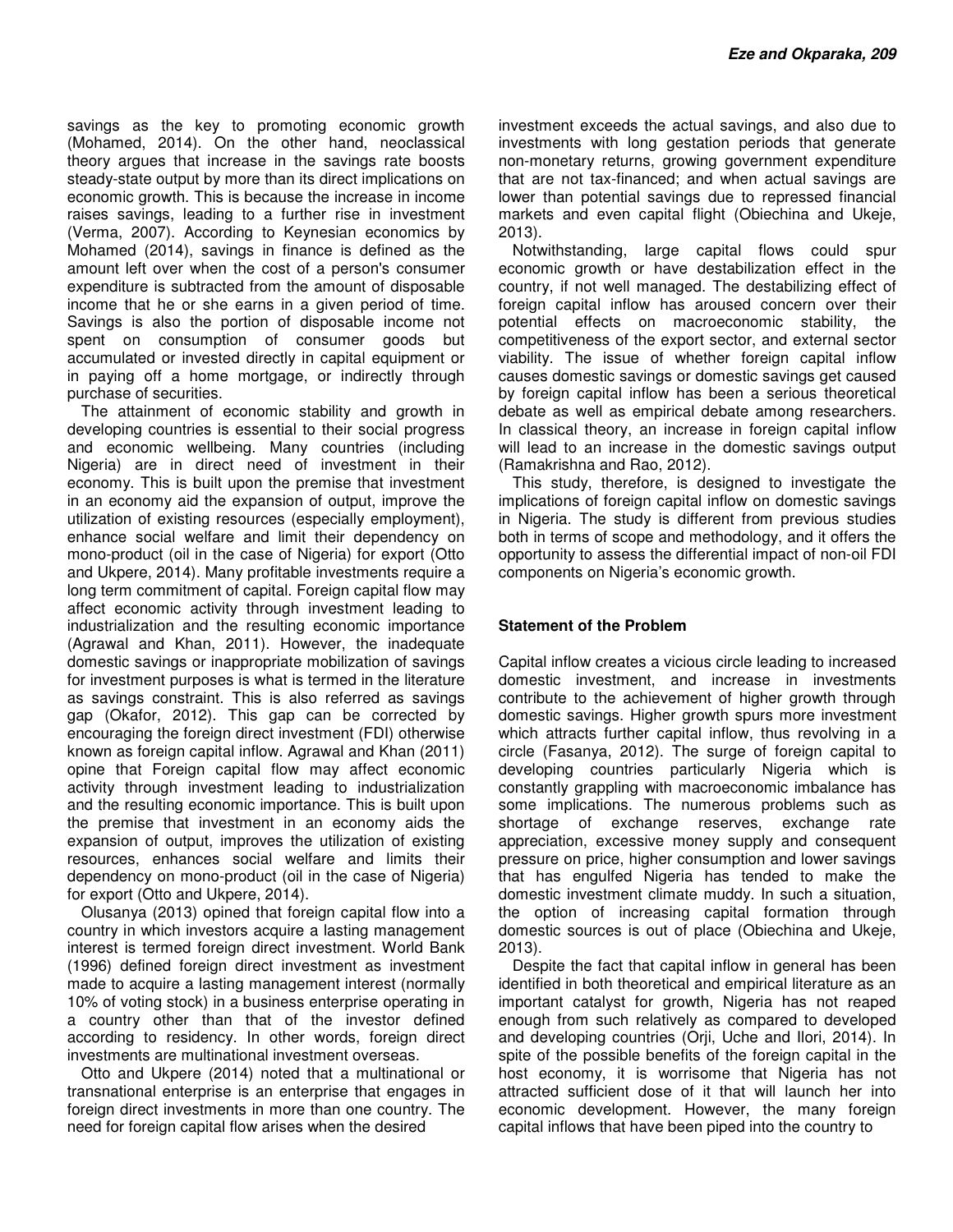savings as the key to promoting economic growth (Mohamed, 2014). On the other hand, neoclassical theory argues that increase in the savings rate boosts steady-state output by more than its direct implications on economic growth. This is because the increase in income raises savings, leading to a further rise in investment (Verma, 2007). According to Keynesian economics by Mohamed (2014), savings in finance is defined as the amount left over when the cost of a person's consumer expenditure is subtracted from the amount of disposable income that he or she earns in a given period of time. Savings is also the portion of disposable income not spent on consumption of consumer goods but accumulated or invested directly in capital equipment or in paying off a home mortgage, or indirectly through purchase of securities.

The attainment of economic stability and growth in developing countries is essential to their social progress and economic wellbeing. Many countries (including Nigeria) are in direct need of investment in their economy. This is built upon the premise that investment in an economy aid the expansion of output, improve the utilization of existing resources (especially employment), enhance social welfare and limit their dependency on mono-product (oil in the case of Nigeria) for export (Otto and Ukpere, 2014). Many profitable investments require a long term commitment of capital. Foreign capital flow may affect economic activity through investment leading to industrialization and the resulting economic importance (Agrawal and Khan, 2011). However, the inadequate domestic savings or inappropriate mobilization of savings for investment purposes is what is termed in the literature as savings constraint. This is also referred as savings gap (Okafor, 2012). This gap can be corrected by encouraging the foreign direct investment (FDI) otherwise known as foreign capital inflow. Agrawal and Khan (2011) opine that Foreign capital flow may affect economic activity through investment leading to industrialization and the resulting economic importance. This is built upon the premise that investment in an economy aids the expansion of output, improves the utilization of existing resources, enhances social welfare and limits their dependency on mono-product (oil in the case of Nigeria) for export (Otto and Ukpere, 2014).

Olusanya (2013) opined that foreign capital flow into a country in which investors acquire a lasting management interest is termed foreign direct investment. World Bank (1996) defined foreign direct investment as investment made to acquire a lasting management interest (normally 10% of voting stock) in a business enterprise operating in a country other than that of the investor defined according to residency. In other words, foreign direct investments are multinational investment overseas.

Otto and Ukpere (2014) noted that a multinational or transnational enterprise is an enterprise that engages in foreign direct investments in more than one country. The need for foreign capital flow arises when the desired investment exceeds the actual savings, and also due to investments with long gestation periods that generate non-monetary returns, growing government expenditure that are not tax-financed; and when actual savings are lower than potential savings due to repressed financial markets and even capital flight (Obiechina and Ukeje, 2013).

Notwithstanding, large capital flows could spur economic growth or have destabilization effect in the country, if not well managed. The destabilizing effect of foreign capital inflow has aroused concern over their potential effects on macroeconomic stability, the competitiveness of the export sector, and external sector viability. The issue of whether foreign capital inflow causes domestic savings or domestic savings get caused by foreign capital inflow has been a serious theoretical debate as well as empirical debate among researchers. In classical theory, an increase in foreign capital inflow will lead to an increase in the domestic savings output (Ramakrishna and Rao, 2012).

This study, therefore, is designed to investigate the implications of foreign capital inflow on domestic savings in Nigeria. The study is different from previous studies both in terms of scope and methodology, and it offers the opportunity to assess the differential impact of non-oil FDI components on Nigeria's economic growth.

## Statement of the Problem

Capital inflow creates a vicious circle leading to increased domestic investment, and increase in investments contribute to the achievement of higher growth through domestic savings. Higher growth spurs more investment which attracts further capital inflow, thus revolving in a circle (Fasanya, 2012). The surge of foreign capital to developing countries particularly Nigeria which is constantly grappling with macroeconomic imbalance has some implications. The numerous problems such as shortage of exchange reserves, exchange rate appreciation, excessive money supply and consequent pressure on price, higher consumption and lower savings that has engulfed Nigeria has tended to make the domestic investment climate muddy. In such a situation, the option of increasing capital formation through domestic sources is out of place (Obiechina and Ukeje, 2013).

Despite the fact that capital inflow in general has been identified in both theoretical and empirical literature as an important catalyst for growth, Nigeria has not reaped enough from such relatively as compared to developed and developing countries (Orji, Uche and Ilori, 2014). In spite of the possible benefits of the foreign capital in the host economy, it is worrisome that Nigeria has not attracted sufficient dose of it that will launch her into economic development. However, the many foreign capital inflows that have been piped into the country to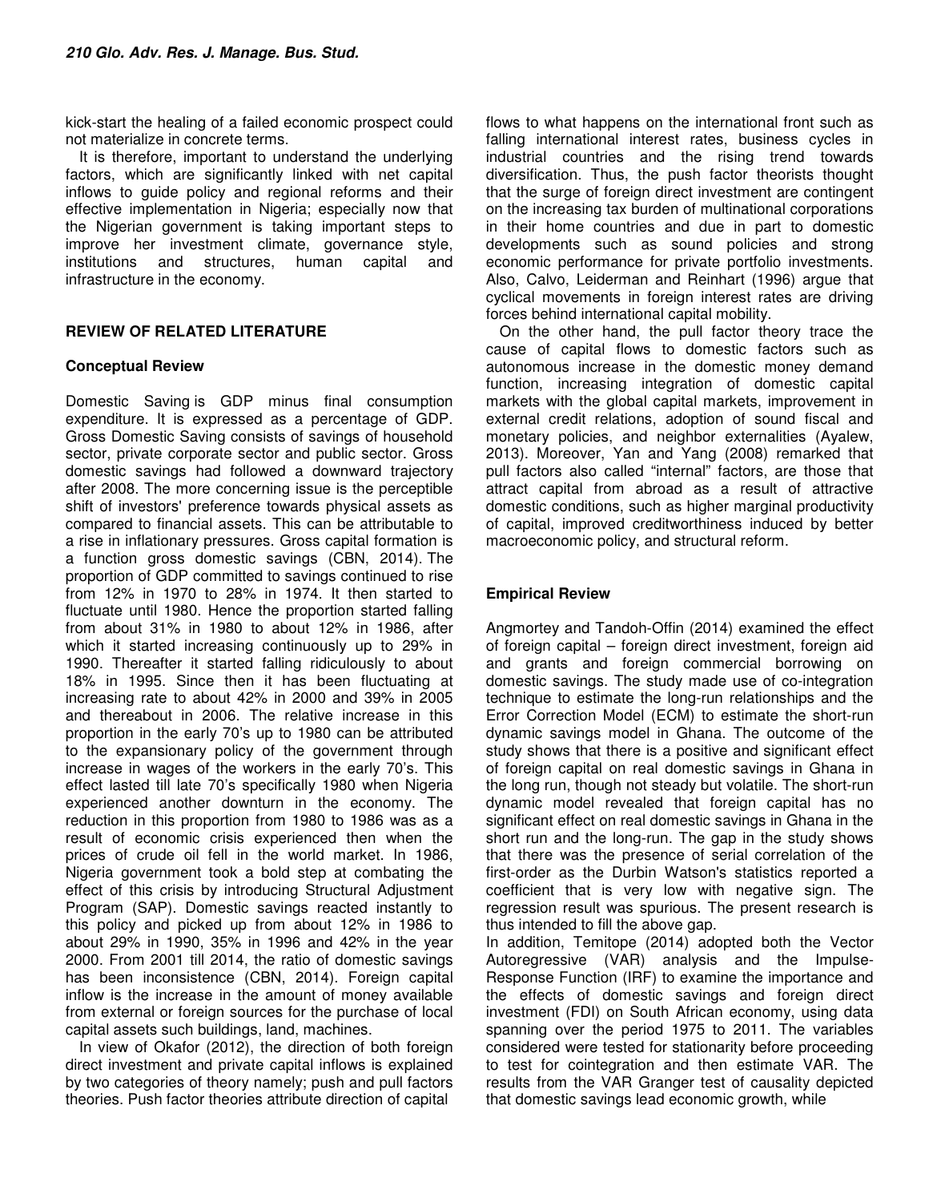kick-start the healing of a failed economic prospect could not materialize in concrete terms.

It is therefore, important to understand the underlying factors, which are significantly linked with net capital inflows to guide policy and regional reforms and their effective implementation in Nigeria; especially now that the Nigerian government is taking important steps to improve her investment climate, governance style, institutions and structures, human capital and infrastructure in the economy.

## REVIEW OF RELATED LITERATURE

### Conceptual Review

Domestic Saving is GDP minus final consumption expenditure. It is expressed as a percentage of GDP. Gross Domestic Saving consists of savings of household sector, private corporate sector and public sector. Gross domestic savings had followed a downward trajectory after 2008. The more concerning issue is the perceptible shift of investors' preference towards physical assets as compared to financial assets. This can be attributable to a rise in inflationary pressures. Gross capital formation is a function gross domestic savings (CBN, 2014). The proportion of GDP committed to savings continued to rise from 12% in 1970 to 28% in 1974. It then started to fluctuate until 1980. Hence the proportion started falling from about 31% in 1980 to about 12% in 1986, after which it started increasing continuously up to 29% in 1990. Thereafter it started falling ridiculously to about 18% in 1995. Since then it has been fluctuating at increasing rate to about 42% in 2000 and 39% in 2005 and thereabout in 2006. The relative increase in this proportion in the early 70's up to 1980 can be attributed to the expansionary policy of the government through increase in wages of the workers in the early 70's. This effect lasted till late 70's specifically 1980 when Nigeria experienced another downturn in the economy. The reduction in this proportion from 1980 to 1986 was as a result of economic crisis experienced then when the prices of crude oil fell in the world market. In 1986, Nigeria government took a bold step at combating the effect of this crisis by introducing Structural Adjustment Program (SAP). Domestic savings reacted instantly to this policy and picked up from about 12% in 1986 to about 29% in 1990, 35% in 1996 and 42% in the year 2000. From 2001 till 2014, the ratio of domestic savings has been inconsistence (CBN, 2014). Foreign capital inflow is the increase in the amount of money available from external or foreign sources for the purchase of local capital assets such buildings, land, machines.

In view of Okafor (2012), the direction of both foreign direct investment and private capital inflows is explained by two categories of theory namely; push and pull factors theories. Push factor theories attribute direction of capital flows to what happens on the international front such as falling international interest rates, business cycles in industrial countries and the rising trend towards diversification. Thus, the push factor theorists thought that the surge of foreign direct investment are contingent on the increasing tax burden of multinational corporations in their home countries and due in part to domestic developments such as sound policies and strong economic performance for private portfolio investments. Also, Calvo, Leiderman and Reinhart (1996) argue that cyclical movements in foreign interest rates are driving forces behind international capital mobility.

On the other hand, the pull factor theory trace the cause of capital flows to domestic factors such as autonomous increase in the domestic money demand function, increasing integration of domestic capital markets with the global capital markets, improvement in external credit relations, adoption of sound fiscal and monetary policies, and neighbor externalities (Ayalew, 2013). Moreover, Yan and Yang (2008) remarked that pull factors also called "internal" factors, are those that attract capital from abroad as a result of attractive domestic conditions, such as higher marginal productivity of capital, improved creditworthiness induced by better macroeconomic policy, and structural reform.

### Empirical Review

Angmortey and Tandoh-Offin (2014) examined the effect of foreign capital – foreign direct investment, foreign aid and grants and foreign commercial borrowing on domestic savings. The study made use of co-integration technique to estimate the long-run relationships and the Error Correction Model (ECM) to estimate the short-run dynamic savings model in Ghana. The outcome of the study shows that there is a positive and significant effect of foreign capital on real domestic savings in Ghana in the long run, though not steady but volatile. The short-run dynamic model revealed that foreign capital has no significant effect on real domestic savings in Ghana in the short run and the long-run. The gap in the study shows that there was the presence of serial correlation of the first-order as the Durbin Watson's statistics reported a coefficient that is very low with negative sign. The regression result was spurious. The present research is thus intended to fill the above gap.

In addition, Temitope (2014) adopted both the Vector Autoregressive (VAR) analysis and the Impulse-Response Function (IRF) to examine the importance and the effects of domestic savings and foreign direct investment (FDI) on South African economy, using data spanning over the period 1975 to 2011. The variables considered were tested for stationarity before proceeding to test for cointegration and then estimate VAR. The results from the VAR Granger test of causality depicted that domestic savings lead economic growth, while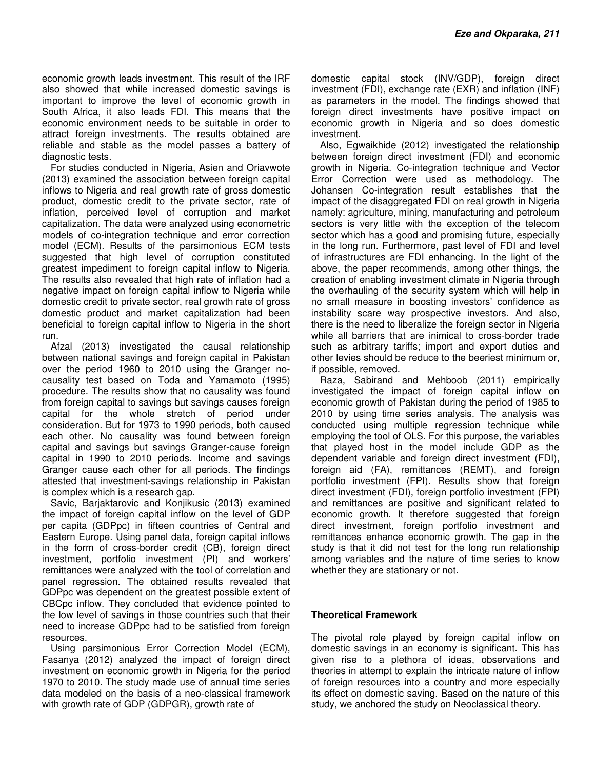economic growth leads investment. This result of the IRF also showed that while increased domestic savings is important to improve the level of economic growth in South Africa, it also leads FDI. This means that the economic environment needs to be suitable in order to attract foreign investments. The results obtained are reliable and stable as the model passes a battery of diagnostic tests.

For studies conducted in Nigeria, Asien and Oriavwote (2013) examined the association between foreign capital inflows to Nigeria and real growth rate of gross domestic product, domestic credit to the private sector, rate of inflation, perceived level of corruption and market capitalization. The data were analyzed using econometric models of co-integration technique and error correction model (ECM). Results of the parsimonious ECM tests suggested that high level of corruption constituted greatest impediment to foreign capital inflow to Nigeria. The results also revealed that high rate of inflation had a negative impact on foreign capital inflow to Nigeria while domestic credit to private sector, real growth rate of gross domestic product and market capitalization had been beneficial to foreign capital inflow to Nigeria in the short run.

Afzal (2013) investigated the causal relationship between national savings and foreign capital in Pakistan over the period 1960 to 2010 using the Granger no-causality test based on Toda and Yamamoto (1995) procedure. The results show that no causality was found from foreign capital to savings but savings causes foreign capital for the whole stretch of period under consideration. But for 1973 to 1990 periods, both caused each other. No causality was found between foreign capital and savings but savings Granger-cause foreign capital in 1990 to 2010 periods. Income and savings Granger cause each other for all periods. The findings attested that investment-savings relationship in Pakistan is complex which is a research gap.

Savic, Barjaktarovic and Konjikusic (2013) examined the impact of foreign capital inflow on the level of GDP per capita (GDPpc) in fifteen countries of Central and Eastern Europe. Using panel data, foreign capital inflows in the form of cross-border credit (CB), foreign direct investment, portfolio investment (PI) and workers' remittances were analyzed with the tool of correlation and panel regression. The obtained results revealed that GDPpc was dependent on the greatest possible extent of CBCpc inflow. They concluded that evidence pointed to the low level of savings in those countries such that their need to increase GDPpc had to be satisfied from foreign resources.

Using parsimonious Error Correction Model (ECM), Fasanya (2012) analyzed the impact of foreign direct investment on economic growth in Nigeria for the period 1970 to 2010. The study made use of annual time series data modeled on the basis of a neo-classical framework with growth rate of GDP (GDPGR), growth rate of domestic capital stock (INV/GDP), foreign direct investment (FDI), exchange rate (EXR) and inflation (INF) as parameters in the model. The findings showed that foreign direct investments have positive impact on economic growth in Nigeria and so does domestic investment.

Also, Egwaikhide (2012) investigated the relationship between foreign direct investment (FDI) and economic growth in Nigeria. Co-integration technique and Vector Error Correction were used as methodology. The Johansen Co-integration result establishes that the impact of the disaggregated FDI on real growth in Nigeria namely: agriculture, mining, manufacturing and petroleum sectors is very little with the exception of the telecom sector which has a good and promising future, especially in the long run. Furthermore, past level of FDI and level of infrastructures are FDI enhancing. In the light of the above, the paper recommends, among other things, the creation of enabling investment climate in Nigeria through the overhauling of the security system which will help in no small measure in boosting investors' confidence as instability scare way prospective investors. And also, there is the need to liberalize the foreign sector in Nigeria while all barriers that are inimical to cross-border trade such as arbitrary tariffs; import and export duties and other levies should be reduce to the beeriest minimum or, if possible, removed.

Raza, Sabirand and Mehboob (2011) empirically investigated the impact of foreign capital inflow on economic growth of Pakistan during the period of 1985 to 2010 by using time series analysis. The analysis was conducted using multiple regression technique while employing the tool of OLS. For this purpose, the variables that played host in the model include GDP as the dependent variable and foreign direct investment (FDI), foreign aid (FA), remittances (REMT), and foreign portfolio investment (FPI). Results show that foreign direct investment (FDI), foreign portfolio investment (FPI) and remittances are positive and significant related to economic growth. It therefore suggested that foreign direct investment, foreign portfolio investment and remittances enhance economic growth. The gap in the study is that it did not test for the long run relationship among variables and the nature of time series to know whether they are stationary or not.

## Theoretical Framework

The pivotal role played by foreign capital inflow on domestic savings in an economy is significant. This has given rise to a plethora of ideas, observations and theories in attempt to explain the intricate nature of inflow of foreign resources into a country and more especially its effect on domestic saving. Based on the nature of this study, we anchored the study on Neoclassical theory.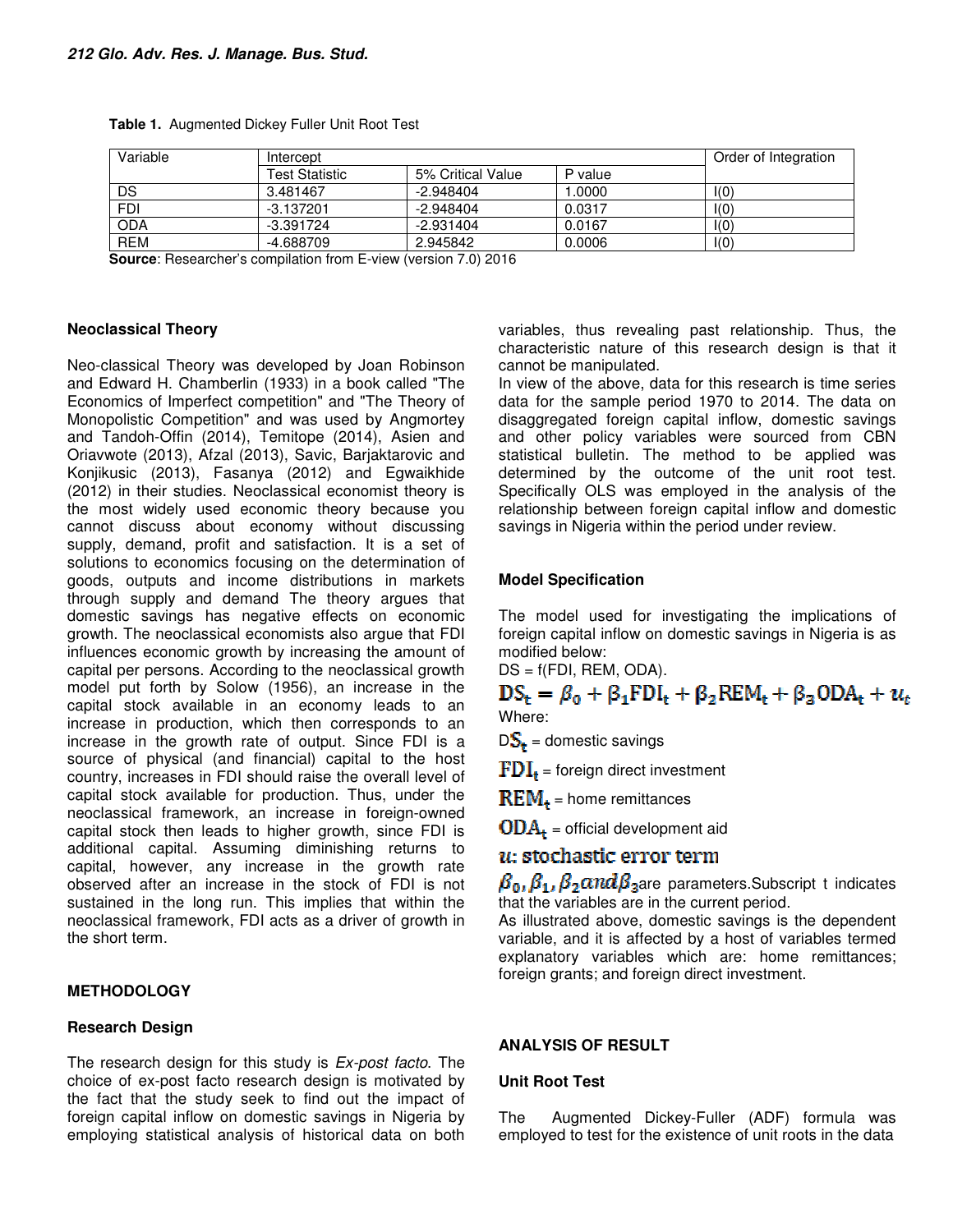**Table 1.** Augmented Dickey Fuller Unit Root Test

| Variable | Intercept | | | Order of Integration |
|---|---|---|---|---|
| | Test Statistic | 5% Critical Value | P value | |
| DS | 3.481467 | -2.948404 | 1.0000 | I(0) |
| FDI | -3.137201 | -2.948404 | 0.0317 | I(0) |
| ODA | -3.391724 | -2.931404 | 0.0167 | I(0) |
| REM | -4.688709 | 2.945842 | 0.0006 | I(0) |

**Source**: Researcher's compilation from E-view (version 7.0) 2016

### Neoclassical Theory

Neo-classical Theory was developed by Joan Robinson and Edward H. Chamberlin (1933) in a book called "The Economics of Imperfect competition" and "The Theory of Monopolistic Competition" and was used by Angmortey and Tandoh-Offin (2014), Temitope (2014), Asien and Oriavwote (2013), Afzal (2013), Savic, Barjaktarovic and Konjikusic (2013), Fasanya (2012) and Egwaikhide (2012) in their studies. Neoclassical economist theory is the most widely used economic theory because you cannot discuss about economy without discussing supply, demand, profit and satisfaction. It is a set of solutions to economics focusing on the determination of goods, outputs and income distributions in markets through supply and demand The theory argues that domestic savings has negative effects on economic growth. The neoclassical economists also argue that FDI influences economic growth by increasing the amount of capital per persons. According to the neoclassical growth model put forth by Solow (1956), an increase in the capital stock available in an economy leads to an increase in production, which then corresponds to an increase in the growth rate of output. Since FDI is a source of physical (and financial) capital to the host country, increases in FDI should raise the overall level of capital stock available for production. Thus, under the neoclassical framework, an increase in foreign-owned capital stock then leads to higher growth, since FDI is additional capital. Assuming diminishing returns to capital, however, any increase in the growth rate observed after an increase in the stock of FDI is not sustained in the long run. This implies that within the neoclassical framework, FDI acts as a driver of growth in the short term.

## METHODOLOGY

### Research Design

The research design for this study is *Ex-post facto*. The choice of ex-post facto research design is motivated by the fact that the study seek to find out the impact of foreign capital inflow on domestic savings in Nigeria by employing statistical analysis of historical data on both variables, thus revealing past relationship. Thus, the characteristic nature of this research design is that it cannot be manipulated.

In view of the above, data for this research is time series data for the sample period 1970 to 2014. The data on disaggregated foreign capital inflow, domestic savings and other policy variables were sourced from CBN statistical bulletin. The method to be applied was determined by the outcome of the unit root test. Specifically OLS was employed in the analysis of the relationship between foreign capital inflow and domestic savings in Nigeria within the period under review.

### Model Specification

The model used for investigating the implications of foreign capital inflow on domestic savings in Nigeria is as modified below:

DS = f(FDI, REM, ODA).

$$DS_t = \beta_0 + \beta_1 FDI_t + \beta_2 REM_t + \beta_3 ODA_t + u_t$$

Where:

$DS_t$ = domestic savings

$FDI_t$ = foreign direct investment

$REM_t$ = home remittances

$ODA_t$ = official development aid

$u$: stochastic error term

$\beta_0, \beta_1, \beta_2 and \beta_3$ are parameters.Subscript t indicates that the variables are in the current period.

As illustrated above, domestic savings is the dependent variable, and it is affected by a host of variables termed explanatory variables which are: home remittances; foreign grants; and foreign direct investment.

## ANALYSIS OF RESULT

### Unit Root Test

The Augmented Dickey-Fuller (ADF) formula was employed to test for the existence of unit roots in the data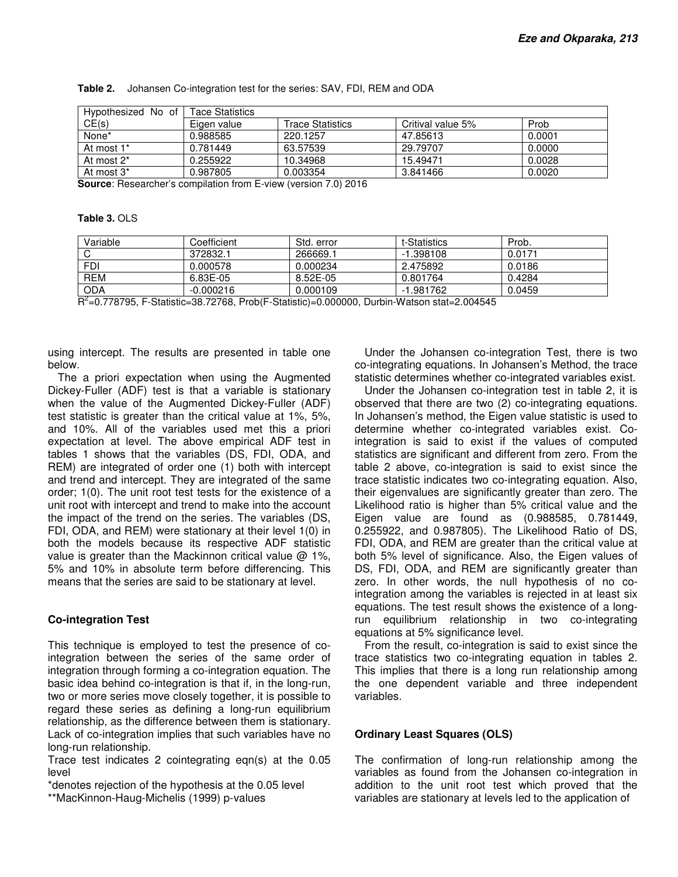**Table 2.** Johansen Co-integration test for the series: SAV, FDI, REM and ODA

| Hypothesized No of CE(s) | Tace Statistics | | | |
|---|---|---|---|---|
| | Eigen value | Trace Statistics | Critival value 5% | Prob |
| None* | 0.988585 | 220.1257 | 47.85613 | 0.0001 |
| At most 1* | 0.781449 | 63.57539 | 29.79707 | 0.0000 |
| At most 2* | 0.255922 | 10.34968 | 15.49471 | 0.0028 |
| At most 3* | 0.987805 | 0.003354 | 3.841466 | 0.0020 |

**Source**: Researcher's compilation from E-view (version 7.0) 2016

**Table 3.** OLS

| Variable | Coefficient | Std. error | t-Statistics | Prob. |
|---|---|---|---|---|
| C | 372832.1 | 266669.1 | -1.398108 | 0.0171 |
| FDI | 0.000578 | 0.000234 | 2.475892 | 0.0186 |
| REM | 6.83E-05 | 8.52E-05 | 0.801764 | 0.4284 |
| ODA | -0.000216 | 0.000109 | -1.981762 | 0.0459 |

$R^2$=0.778795, F-Statistic=38.72768, Prob(F-Statistic)=0.000000, Durbin-Watson stat=2.004545

using intercept. The results are presented in table one below.

The a priori expectation when using the Augmented Dickey-Fuller (ADF) test is that a variable is stationary when the value of the Augmented Dickey-Fuller (ADF) test statistic is greater than the critical value at 1%, 5%, and 10%. All of the variables used met this a priori expectation at level. The above empirical ADF test in tables 1 shows that the variables (DS, FDI, ODA, and REM) are integrated of order one (1) both with intercept and trend and intercept. They are integrated of the same order; 1(0). The unit root test tests for the existence of a unit root with intercept and trend to make into the account the impact of the trend on the series. The variables (DS, FDI, ODA, and REM) were stationary at their level 1(0) in both the models because its respective ADF statistic value is greater than the Mackinnon critical value @ 1%, 5% and 10% in absolute term before differencing. This means that the series are said to be stationary at level.

### Co-integration Test

This technique is employed to test the presence of co-integration between the series of the same order of integration through forming a co-integration equation. The basic idea behind co-integration is that if, in the long-run, two or more series move closely together, it is possible to regard these series as defining a long-run equilibrium relationship, as the difference between them is stationary. Lack of co-integration implies that such variables have no long-run relationship.

Trace test indicates 2 cointegrating eqn(s) at the 0.05 level

*denotes rejection of the hypothesis at the 0.05 level

**MacKinnon-Haug-Michelis (1999) p-values

Under the Johansen co-integration Test, there is two co-integrating equations. In Johansen's Method, the trace statistic determines whether co-integrated variables exist.

Under the Johansen co-integration test in table 2, it is observed that there are two (2) co-integrating equations. In Johansen's method, the Eigen value statistic is used to determine whether co-integrated variables exist. Co-integration is said to exist if the values of computed statistics are significant and different from zero. From the table 2 above, co-integration is said to exist since the trace statistic indicates two co-integrating equation. Also, their eigenvalues are significantly greater than zero. The Likelihood ratio is higher than 5% critical value and the Eigen value are found as (0.988585, 0.781449, 0.255922, and 0.987805). The Likelihood Ratio of DS, FDI, ODA, and REM are greater than the critical value at both 5% level of significance. Also, the Eigen values of DS, FDI, ODA, and REM are significantly greater than zero. In other words, the null hypothesis of no co-integration among the variables is rejected in at least six equations. The test result shows the existence of a long-run equilibrium relationship in two co-integrating equations at 5% significance level.

From the result, co-integration is said to exist since the trace statistics two co-integrating equation in tables 2. This implies that there is a long run relationship among the one dependent variable and three independent variables.

### Ordinary Least Squares (OLS)

The confirmation of long-run relationship among the variables as found from the Johansen co-integration in addition to the unit root test which proved that the variables are stationary at levels led to the application of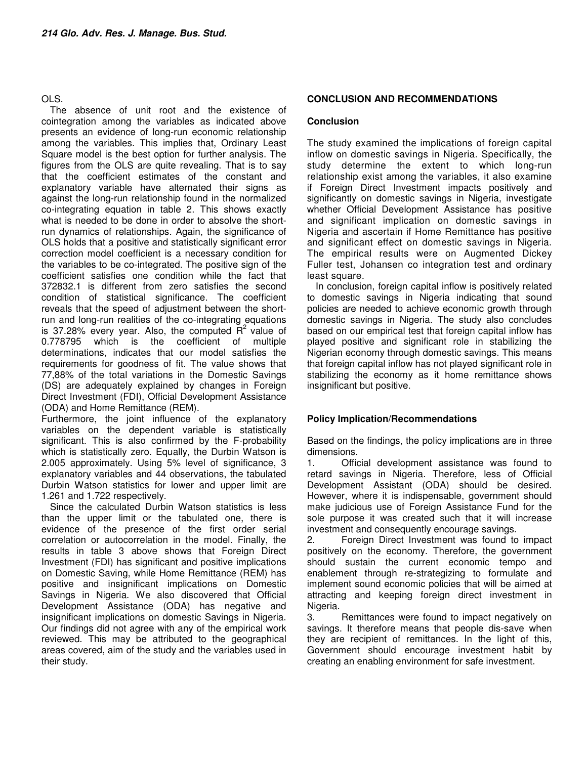OLS.

The absence of unit root and the existence of cointegration among the variables as indicated above presents an evidence of long-run economic relationship among the variables. This implies that, Ordinary Least Square model is the best option for further analysis. The figures from the OLS are quite revealing. That is to say that the coefficient estimates of the constant and explanatory variable have alternated their signs as against the long-run relationship found in the normalized co-integrating equation in table 2. This shows exactly what is needed to be done in order to absolve the short-run dynamics of relationships. Again, the significance of OLS holds that a positive and statistically significant error correction model coefficient is a necessary condition for the variables to be co-integrated. The positive sign of the coefficient satisfies one condition while the fact that 372832.1 is different from zero satisfies the second condition of statistical significance. The coefficient reveals that the speed of adjustment between the short-run and long-run realities of the co-integrating equations is 37.28% every year. Also, the computed $R^2$ value of 0.778795 which is the coefficient of multiple determinations, indicates that our model satisfies the requirements for goodness of fit. The value shows that 77,88% of the total variations in the Domestic Savings (DS) are adequately explained by changes in Foreign Direct Investment (FDI), Official Development Assistance (ODA) and Home Remittance (REM).

Furthermore, the joint influence of the explanatory variables on the dependent variable is statistically significant. This is also confirmed by the F-probability which is statistically zero. Equally, the Durbin Watson is 2.005 approximately. Using 5% level of significance, 3 explanatory variables and 44 observations, the tabulated Durbin Watson statistics for lower and upper limit are 1.261 and 1.722 respectively.

Since the calculated Durbin Watson statistics is less than the upper limit or the tabulated one, there is evidence of the presence of the first order serial correlation or autocorrelation in the model. Finally, the results in table 3 above shows that Foreign Direct Investment (FDI) has significant and positive implications on Domestic Saving, while Home Remittance (REM) has positive and insignificant implications on Domestic Savings in Nigeria. We also discovered that Official Development Assistance (ODA) has negative and insignificant implications on domestic Savings in Nigeria. Our findings did not agree with any of the empirical work reviewed. This may be attributed to the geographical areas covered, aim of the study and the variables used in their study.

## CONCLUSION AND RECOMMENDATIONS

### Conclusion

The study examined the implications of foreign capital inflow on domestic savings in Nigeria. Specifically, the study determine the extent to which long-run relationship exist among the variables, it also examine if Foreign Direct Investment impacts positively and significantly on domestic savings in Nigeria, investigate whether Official Development Assistance has positive and significant implication on domestic savings in Nigeria and ascertain if Home Remittance has positive and significant effect on domestic savings in Nigeria. The empirical results were on Augmented Dickey Fuller test, Johansen co integration test and ordinary least square.

In conclusion, foreign capital inflow is positively related to domestic savings in Nigeria indicating that sound policies are needed to achieve economic growth through domestic savings in Nigeria. The study also concludes based on our empirical test that foreign capital inflow has played positive and significant role in stabilizing the Nigerian economy through domestic savings. This means that foreign capital inflow has not played significant role in stabilizing the economy as it home remittance shows insignificant but positive.

### Policy Implication/Recommendations

Based on the findings, the policy implications are in three dimensions.

1. Official development assistance was found to retard savings in Nigeria. Therefore, less of Official Development Assistant (ODA) should be desired. However, where it is indispensable, government should make judicious use of Foreign Assistance Fund for the sole purpose it was created such that it will increase investment and consequently encourage savings.
2. Foreign Direct Investment was found to impact positively on the economy. Therefore, the government should sustain the current economic tempo and enablement through re-strategizing to formulate and implement sound economic policies that will be aimed at attracting and keeping foreign direct investment in Nigeria.
3. Remittances were found to impact negatively on savings. It therefore means that people dis-save when they are recipient of remittances. In the light of this, Government should encourage investment habit by creating an enabling environment for safe investment.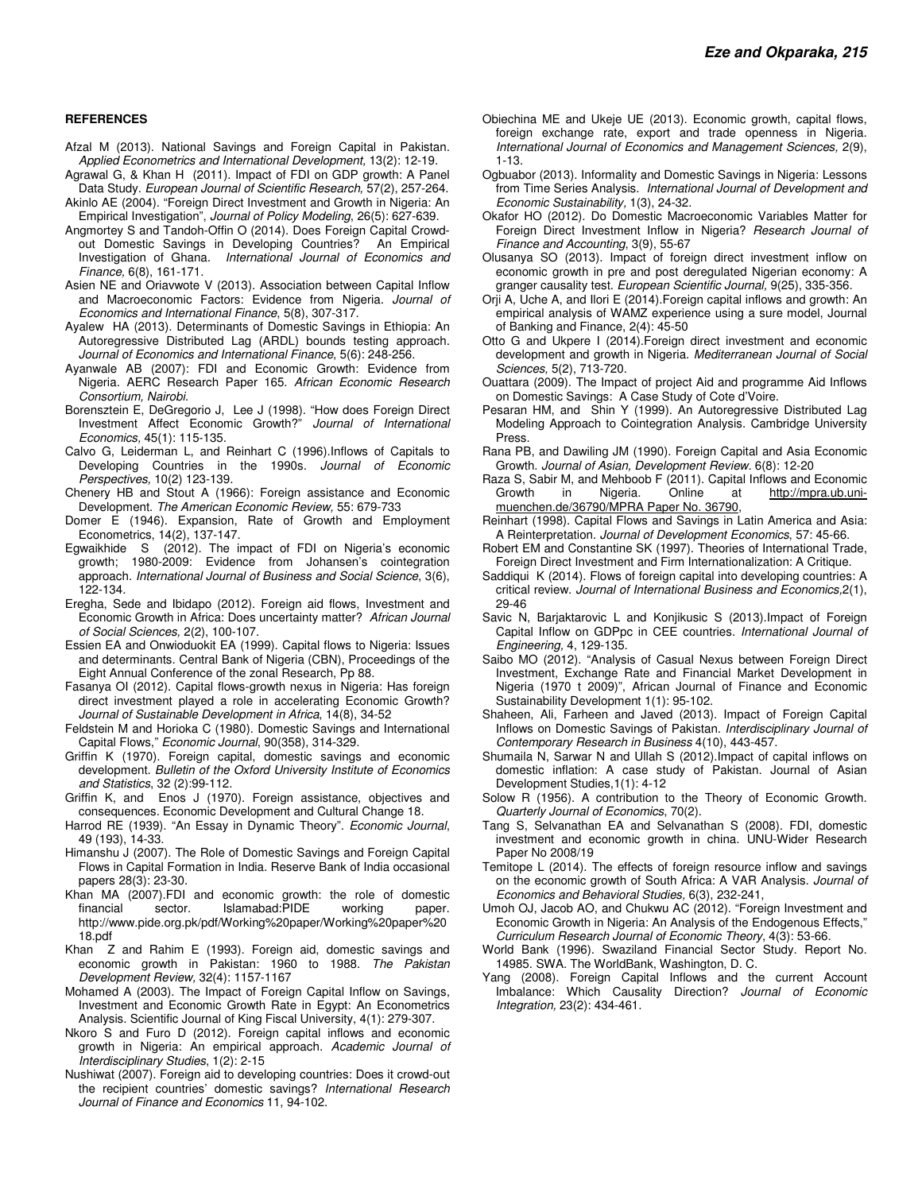## REFERENCES

Afzal M (2013). National Savings and Foreign Capital in Pakistan. *Applied Econometrics and International Development,* 13(2): 12-19.

Agrawal G, & Khan H (2011). Impact of FDI on GDP growth: A Panel Data Study. *European Journal of Scientific Research,* 57(2), 257-264.

Akinlo AE (2004). "Foreign Direct Investment and Growth in Nigeria: An Empirical Investigation", *Journal of Policy Modeling*, 26(5): 627-639.

Angmortey S and Tandoh-Offin O (2014). Does Foreign Capital Crowd-out Domestic Savings in Developing Countries? An Empirical Investigation of Ghana. *International Journal of Economics and Finance,* 6(8), 161-171.

Asien NE and Oriavwote V (2013). Association between Capital Inflow and Macroeconomic Factors: Evidence from Nigeria. *Journal of Economics and International Finance*, 5(8), 307-317.

Ayalew HA (2013). Determinants of Domestic Savings in Ethiopia: An Autoregressive Distributed Lag (ARDL) bounds testing approach. *Journal of Economics and International Finance*, 5(6): 248-256.

Ayanwale AB (2007): FDI and Economic Growth: Evidence from Nigeria. AERC Research Paper 165. *African Economic Research Consortium, Nairobi.*

Borensztein E, DeGregorio J, Lee J (1998). "How does Foreign Direct Investment Affect Economic Growth?" *Journal of International Economics,* 45(1): 115-135.

Calvo G, Leiderman L, and Reinhart C (1996).Inflows of Capitals to Developing Countries in the 1990s. *Journal of Economic Perspectives,* 10(2) 123-139.

Chenery HB and Stout A (1966): Foreign assistance and Economic Development. *The American Economic Review,* 55: 679-733

Domer E (1946). Expansion, Rate of Growth and Employment Econometrics, 14(2), 137-147.

Egwaikhide S (2012). The impact of FDI on Nigeria's economic growth; 1980-2009: Evidence from Johansen's cointegration approach. *International Journal of Business and Social Science*, 3(6), 122-134.

Eregha, Sede and Ibidapo (2012). Foreign aid flows, Investment and Economic Growth in Africa: Does uncertainty matter? *African Journal of Social Sciences*, 2(2), 100-107.

Essien EA and Onwioduokit EA (1999). Capital flows to Nigeria: Issues and determinants. Central Bank of Nigeria (CBN), Proceedings of the Eight Annual Conference of the zonal Research, Pp 88.

Fasanya OI (2012). Capital flows-growth nexus in Nigeria: Has foreign direct investment played a role in accelerating Economic Growth? *Journal of Sustainable Development in Africa*, 14(8), 34-52

Feldstein M and Horioka C (1980). Domestic Savings and International Capital Flows," *Economic Journal*, 90(358), 314-329.

Griffin K (1970). Foreign capital, domestic savings and economic development. *Bulletin of the Oxford University Institute of Economics and Statistics*, 32 (2):99-112.

Griffin K, and Enos J (1970). Foreign assistance, objectives and consequences. Economic Development and Cultural Change 18.

Harrod RE (1939). "An Essay in Dynamic Theory". *Economic Journal*, 49 (193), 14-33.

Himanshu J (2007). The Role of Domestic Savings and Foreign Capital Flows in Capital Formation in India. Reserve Bank of India occasional papers 28(3): 23-30.

Khan MA (2007).FDI and economic growth: the role of domestic financial sector. Islamabad:PIDE working paper. http://www.pide.org.pk/pdf/Working%20paper/Working%20paper%2018.pdf

Khan Z and Rahim E (1993). Foreign aid, domestic savings and economic growth in Pakistan: 1960 to 1988. *The Pakistan Development Review,* 32(4): 1157-1167

Mohamed A (2003). The Impact of Foreign Capital Inflow on Savings, Investment and Economic Growth Rate in Egypt: An Econometrics Analysis. Scientific Journal of King Fiscal University, 4(1): 279-307.

Nkoro S and Furo D (2012). Foreign capital inflows and economic growth in Nigeria: An empirical approach. *Academic Journal of Interdisciplinary Studies*, 1(2): 2-15

Nushiwat (2007). Foreign aid to developing countries: Does it crowd-out the recipient countries' domestic savings? *International Research Journal of Finance and Economics* 11, 94-102.

Obiechina ME and Ukeje UE (2013). Economic growth, capital flows, foreign exchange rate, export and trade openness in Nigeria. *International Journal of Economics and Management Sciences,* 2(9), 1-13.

Ogbuabor (2013). Informality and Domestic Savings in Nigeria: Lessons from Time Series Analysis. *International Journal of Development and Economic Sustainability,* 1(3), 24-32.

Okafor HO (2012). Do Domestic Macroeconomic Variables Matter for Foreign Direct Investment Inflow in Nigeria? *Research Journal of Finance and Accounting*, 3(9), 55-67

Olusanya SO (2013). Impact of foreign direct investment inflow on economic growth in pre and post deregulated Nigerian economy: A granger causality test. *European Scientific Journal,* 9(25), 335-356.

Orji A, Uche A, and Ilori E (2014).Foreign capital inflows and growth: An empirical analysis of WAMZ experience using a sure model, Journal of Banking and Finance, 2(4): 45-50

Otto G and Ukpere I (2014).Foreign direct investment and economic development and growth in Nigeria. *Mediterranean Journal of Social Sciences,* 5(2), 713-720.

Ouattara (2009). The Impact of project Aid and programme Aid Inflows on Domestic Savings: A Case Study of Cote d'Voire.

Pesaran HM, and Shin Y (1999). An Autoregressive Distributed Lag Modeling Approach to Cointegration Analysis. Cambridge University Press.

Rana PB, and Dawiling JM (1990). Foreign Capital and Asia Economic Growth. *Journal of Asian, Development Review.* 6(8): 12-20

Raza S, Sabir M, and Mehboob F (2011). Capital Inflows and Economic Growth in Nigeria. Online at http://mpra.ub.uni-muenchen.de/36790/MPRA Paper No. 36790,

Reinhart (1998). Capital Flows and Savings in Latin America and Asia: A Reinterpretation. *Journal of Development Economics*, 57: 45-66.

Robert EM and Constantine SK (1997). Theories of International Trade, Foreign Direct Investment and Firm Internationalization: A Critique.

Saddiqui K (2014). Flows of foreign capital into developing countries: A critical review. *Journal of International Business and Economics,*2(1), 29-46

Savic N, Barjaktarovic L and Konjikusic S (2013).Impact of Foreign Capital Inflow on GDPpc in CEE countries. *International Journal of Engineering,* 4, 129-135.

Saibo MO (2012). "Analysis of Casual Nexus between Foreign Direct Investment, Exchange Rate and Financial Market Development in Nigeria (1970 t 2009)", African Journal of Finance and Economic Sustainability Development 1(1): 95-102.

Shaheen, Ali, Farheen and Javed (2013). Impact of Foreign Capital Inflows on Domestic Savings of Pakistan. *Interdisciplinary Journal of Contemporary Research in Business* 4(10), 443-457.

Shumaila N, Sarwar N and Ullah S (2012).Impact of capital inflows on domestic inflation: A case study of Pakistan. Journal of Asian Development Studies,1(1): 4-12

Solow R (1956). A contribution to the Theory of Economic Growth. *Quarterly Journal of Economics*, 70(2).

Tang S, Selvanathan EA and Selvanathan S (2008). FDI, domestic investment and economic growth in china. UNU-Wider Research Paper No 2008/19

Temitope L (2014). The effects of foreign resource inflow and savings on the economic growth of South Africa: A VAR Analysis. *Journal of Economics and Behavioral Studies,* 6(3), 232-241,

Umoh OJ, Jacob AO, and Chukwu AC (2012). "Foreign Investment and Economic Growth in Nigeria: An Analysis of the Endogenous Effects," *Curriculum Research Journal of Economic Theory*, 4(3): 53-66.

World Bank (1996). Swaziland Financial Sector Study. Report No. 14985. SWA. The WorldBank, Washington, D. C.

Yang (2008). Foreign Capital Inflows and the current Account Imbalance: Which Causality Direction? *Journal of Economic Integration,* 23(2): 434-461.